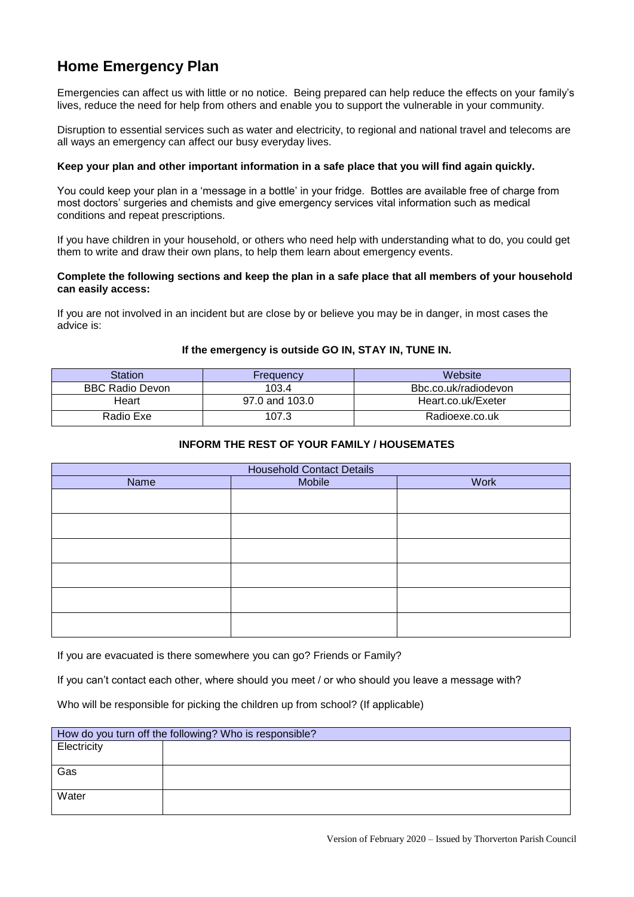# Home Emergency Plan

Emergencies can affect us with little or no notice. Being prepared can help reduce the effects on your family's lives, reduce the need for help from others and enable you to support the vulnerable in your community.

Disruption to essential services such as water and electricity, to regional and national travel and telecoms are all ways an emergency can affect our busy everyday lives.

**Keep your plan and other important information in a safe place that you will find again quickly.**

You could keep your plan in a 'message in a bottle' in your fridge. Bottles are available free of charge from most doctors' surgeries and chemists and give emergency services vital information such as medical conditions and repeat prescriptions.

If you have children in your household, or others who need help with understanding what to do, you could get them to write and draw their own plans, to help them learn about emergency events.

**Complete the following sections and keep the plan in a safe place that all members of your household can easily access:**

If you are not involved in an incident but are close by or believe you may be in danger, in most cases the advice is:

**If the emergency is outside GO IN, STAY IN, TUNE IN.**

| Station | Frequency | Website |
|---|---|---|
| BBC Radio Devon | 103.4 | Bbc.co.uk/radiodevon |
| Heart | 97.0 and 103.0 | Heart.co.uk/Exeter |
| Radio Exe | 107.3 | Radioexe.co.uk |

**INFORM THE REST OF YOUR FAMILY / HOUSEMATES**

| Household Contact Details | | |
|---|---|---|
| Name | Mobile | Work |
| | | |
| | | |
| | | |
| | | |
| | | |
| | | |

If you are evacuated is there somewhere you can go? Friends or Family?

If you can't contact each other, where should you meet / or who should you leave a message with?

Who will be responsible for picking the children up from school? (If applicable)

| How do you turn off the following? Who is responsible? | |
|---|---|
| Electricity | |
| Gas | |
| Water | |

Version of February 2020 – Issued by Thorverton Parish Council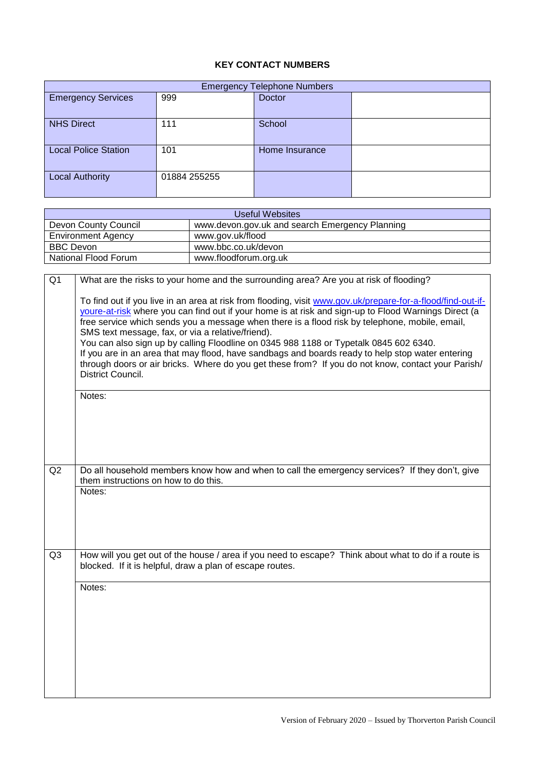## KEY CONTACT NUMBERS

| Emergency Telephone Numbers | | | |
|---|---|---|---|
| Emergency Services | 999 | Doctor | |
| NHS Direct | 111 | School | |
| Local Police Station | 101 | Home Insurance | |
| Local Authority | 01884 255255 | | |

| Useful Websites | |
|---|---|
| Devon County Council | www.devon.gov.uk and search Emergency Planning |
| Environment Agency | www.gov.uk/flood |
| BBC Devon | www.bbc.co.uk/devon |
| National Flood Forum | www.floodforum.org.uk |

| | |
|---|---|
| Q1 | What are the risks to your home and the surrounding area? Are you at risk of flooding?<br><br>To find out if you live in an area at risk from flooding, visit [www.gov.uk/prepare-for-a-flood/find-out-if-youre-at-risk](www.gov.uk/prepare-for-a-flood/find-out-if-youre-at-risk) where you can find out if your home is at risk and sign-up to Flood Warnings Direct (a free service which sends you a message when there is a flood risk by telephone, mobile, email, SMS text message, fax, or via a relative/friend).<br>You can also sign up by calling Floodline on 0345 988 1188 or Typetalk 0845 602 6340.<br>If you are in an area that may flood, have sandbags and boards ready to help stop water entering through doors or air bricks. Where do you get these from? If you do not know, contact your Parish/ District Council. |
| | Notes: |
| Q2 | Do all household members know how and when to call the emergency services? If they don't, give them instructions on how to do this. |
| | Notes: |
| Q3 | How will you get out of the house / area if you need to escape? Think about what to do if a route is blocked. If it is helpful, draw a plan of escape routes. |
| | Notes: |

Version of February 2020 – Issued by Thorverton Parish Council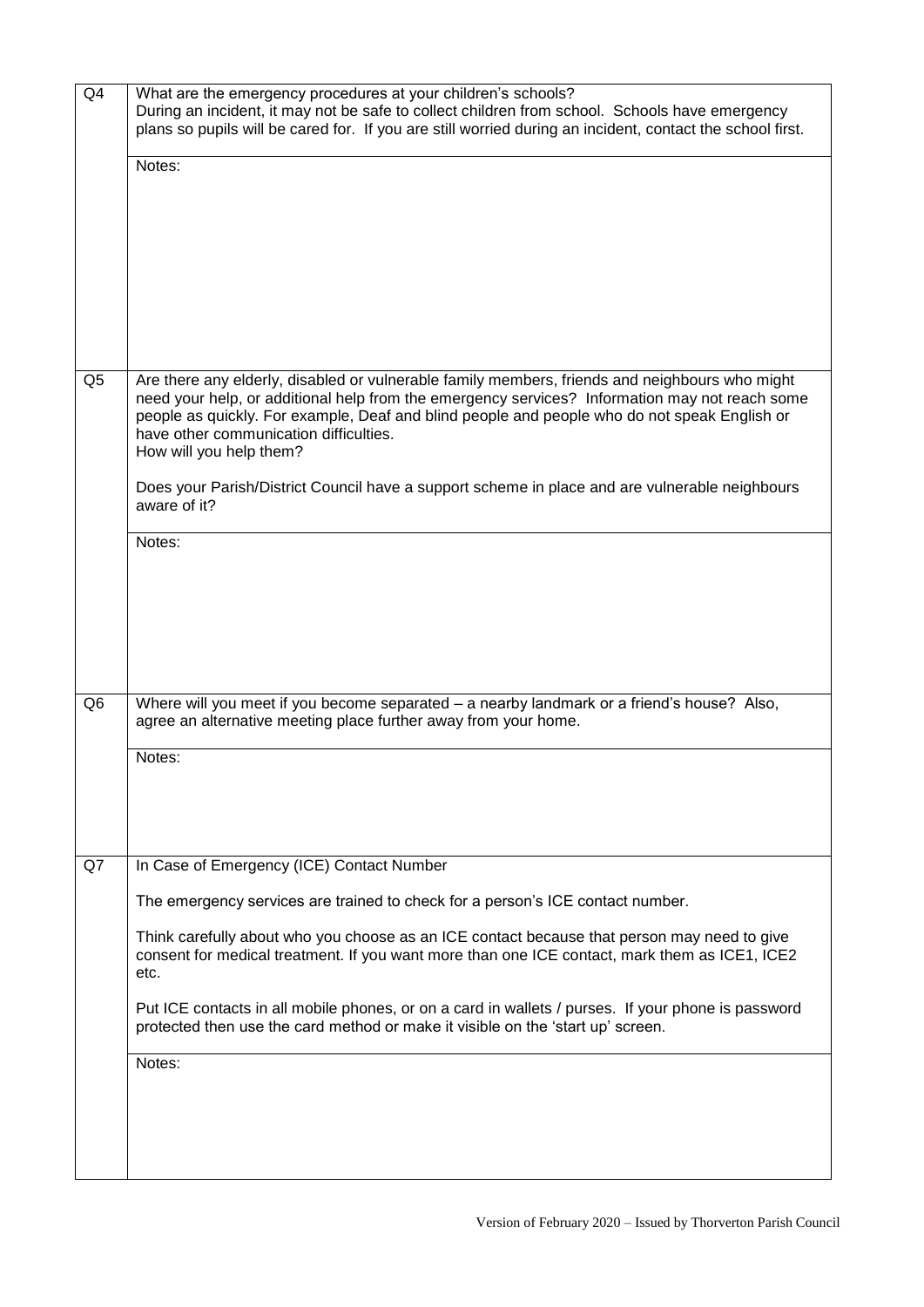| | |
|---|---|
| Q4 | What are the emergency procedures at your children's schools?<br>During an incident, it may not be safe to collect children from school. Schools have emergency plans so pupils will be cared for. If you are still worried during an incident, contact the school first. |
| | Notes: |
| Q5 | Are there any elderly, disabled or vulnerable family members, friends and neighbours who might need your help, or additional help from the emergency services? Information may not reach some people as quickly. For example, Deaf and blind people and people who do not speak English or have other communication difficulties.<br>How will you help them?<br><br>Does your Parish/District Council have a support scheme in place and are vulnerable neighbours aware of it? |
| | Notes: |
| Q6 | Where will you meet if you become separated – a nearby landmark or a friend's house? Also, agree an alternative meeting place further away from your home. |
| | Notes: |
| Q7 | In Case of Emergency (ICE) Contact Number<br><br>The emergency services are trained to check for a person's ICE contact number.<br><br>Think carefully about who you choose as an ICE contact because that person may need to give consent for medical treatment. If you want more than one ICE contact, mark them as ICE1, ICE2 etc.<br><br>Put ICE contacts in all mobile phones, or on a card in wallets / purses. If your phone is password protected then use the card method or make it visible on the 'start up' screen. |
| | Notes: |

Version of February 2020 – Issued by Thorverton Parish Council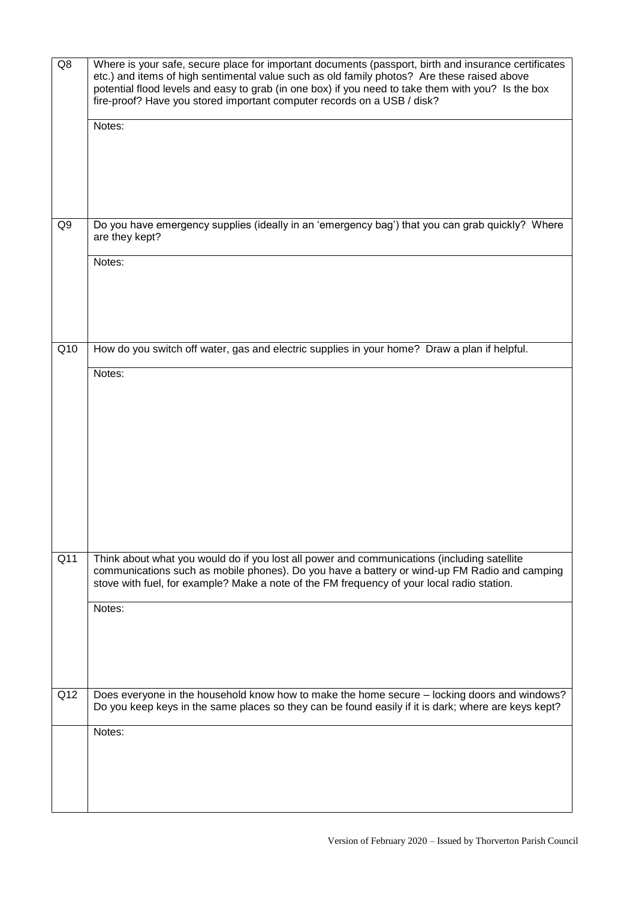| | |
|---|---|
| Q8 | Where is your safe, secure place for important documents (passport, birth and insurance certificates etc.) and items of high sentimental value such as old family photos? Are these raised above potential flood levels and easy to grab (in one box) if you need to take them with you? Is the box fire-proof? Have you stored important computer records on a USB / disk? |
| | Notes: |
| Q9 | Do you have emergency supplies (ideally in an 'emergency bag') that you can grab quickly? Where are they kept? |
| | Notes: |
| Q10 | How do you switch off water, gas and electric supplies in your home? Draw a plan if helpful. |
| | Notes: |
| Q11 | Think about what you would do if you lost all power and communications (including satellite communications such as mobile phones). Do you have a battery or wind-up FM Radio and camping stove with fuel, for example? Make a note of the FM frequency of your local radio station. |
| | Notes: |
| Q12 | Does everyone in the household know how to make the home secure – locking doors and windows? Do you keep keys in the same places so they can be found easily if it is dark; where are keys kept? |
| | Notes: |

Version of February 2020 – Issued by Thorverton Parish Council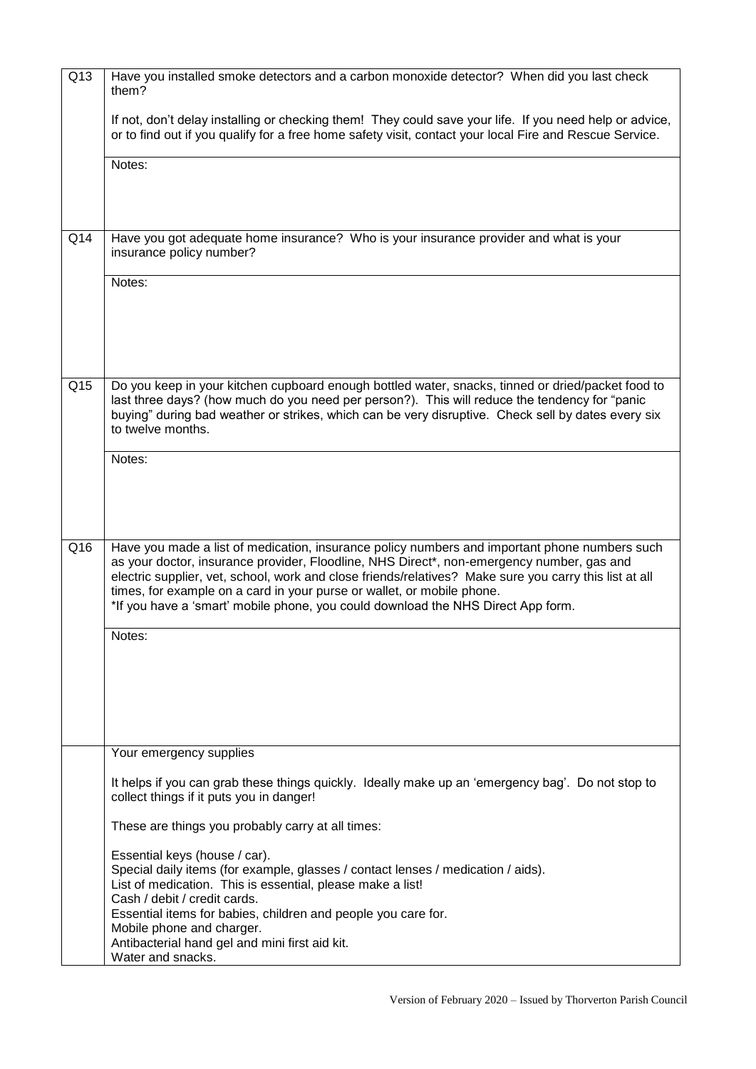| | |
|---|---|
| Q13 | Have you installed smoke detectors and a carbon monoxide detector? When did you last check them?<br><br>If not, don't delay installing or checking them! They could save your life. If you need help or advice, or to find out if you qualify for a free home safety visit, contact your local Fire and Rescue Service. |
| | Notes: |
| Q14 | Have you got adequate home insurance? Who is your insurance provider and what is your insurance policy number? |
| | Notes: |
| Q15 | Do you keep in your kitchen cupboard enough bottled water, snacks, tinned or dried/packet food to last three days? (how much do you need per person?). This will reduce the tendency for "panic buying" during bad weather or strikes, which can be very disruptive. Check sell by dates every six to twelve months. |
| | Notes: |
| Q16 | Have you made a list of medication, insurance policy numbers and important phone numbers such as your doctor, insurance provider, Floodline, NHS Direct*, non-emergency number, gas and electric supplier, vet, school, work and close friends/relatives? Make sure you carry this list at all times, for example on a card in your purse or wallet, or mobile phone.<br>*If you have a 'smart' mobile phone, you could download the NHS Direct App form. |
| | Notes: |
| | Your emergency supplies<br><br>It helps if you can grab these things quickly. Ideally make up an 'emergency bag'. Do not stop to collect things if it puts you in danger!<br><br>These are things you probably carry at all times:<br><br>Essential keys (house / car).<br>Special daily items (for example, glasses / contact lenses / medication / aids).<br>List of medication. This is essential, please make a list!<br>Cash / debit / credit cards.<br>Essential items for babies, children and people you care for.<br>Mobile phone and charger.<br>Antibacterial hand gel and mini first aid kit.<br>Water and snacks. |

Version of February 2020 – Issued by Thorverton Parish Council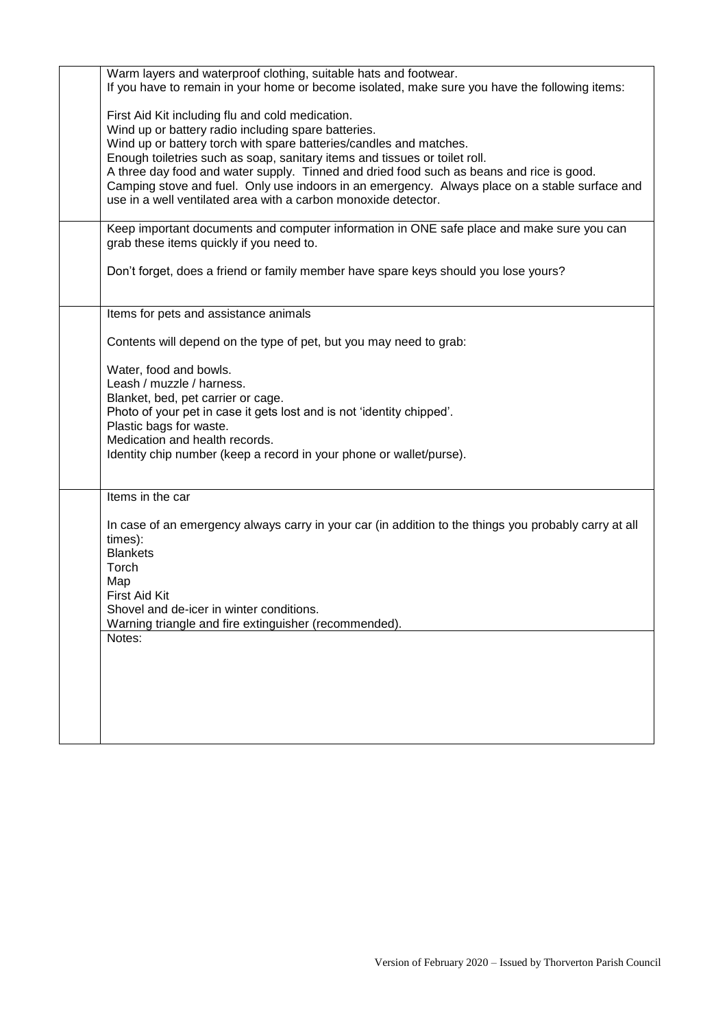| | |
|---|---|
| | Warm layers and waterproof clothing, suitable hats and footwear.<br>If you have to remain in your home or become isolated, make sure you have the following items:<br><br>First Aid Kit including flu and cold medication.<br>Wind up or battery radio including spare batteries.<br>Wind up or battery torch with spare batteries/candles and matches.<br>Enough toiletries such as soap, sanitary items and tissues or toilet roll.<br>A three day food and water supply. Tinned and dried food such as beans and rice is good.<br>Camping stove and fuel. Only use indoors in an emergency. Always place on a stable surface and use in a well ventilated area with a carbon monoxide detector. |
| | Keep important documents and computer information in ONE safe place and make sure you can grab these items quickly if you need to.<br><br>Don't forget, does a friend or family member have spare keys should you lose yours? |
| | Items for pets and assistance animals<br><br>Contents will depend on the type of pet, but you may need to grab:<br><br>Water, food and bowls.<br>Leash / muzzle / harness.<br>Blanket, bed, pet carrier or cage.<br>Photo of your pet in case it gets lost and is not 'identity chipped'.<br>Plastic bags for waste.<br>Medication and health records.<br>Identity chip number (keep a record in your phone or wallet/purse). |
| | Items in the car<br><br>In case of an emergency always carry in your car (in addition to the things you probably carry at all times):<br>Blankets<br>Torch<br>Map<br>First Aid Kit<br>Shovel and de-icer in winter conditions.<br>Warning triangle and fire extinguisher (recommended). |
| | Notes: |

Version of February 2020 – Issued by Thorverton Parish Council